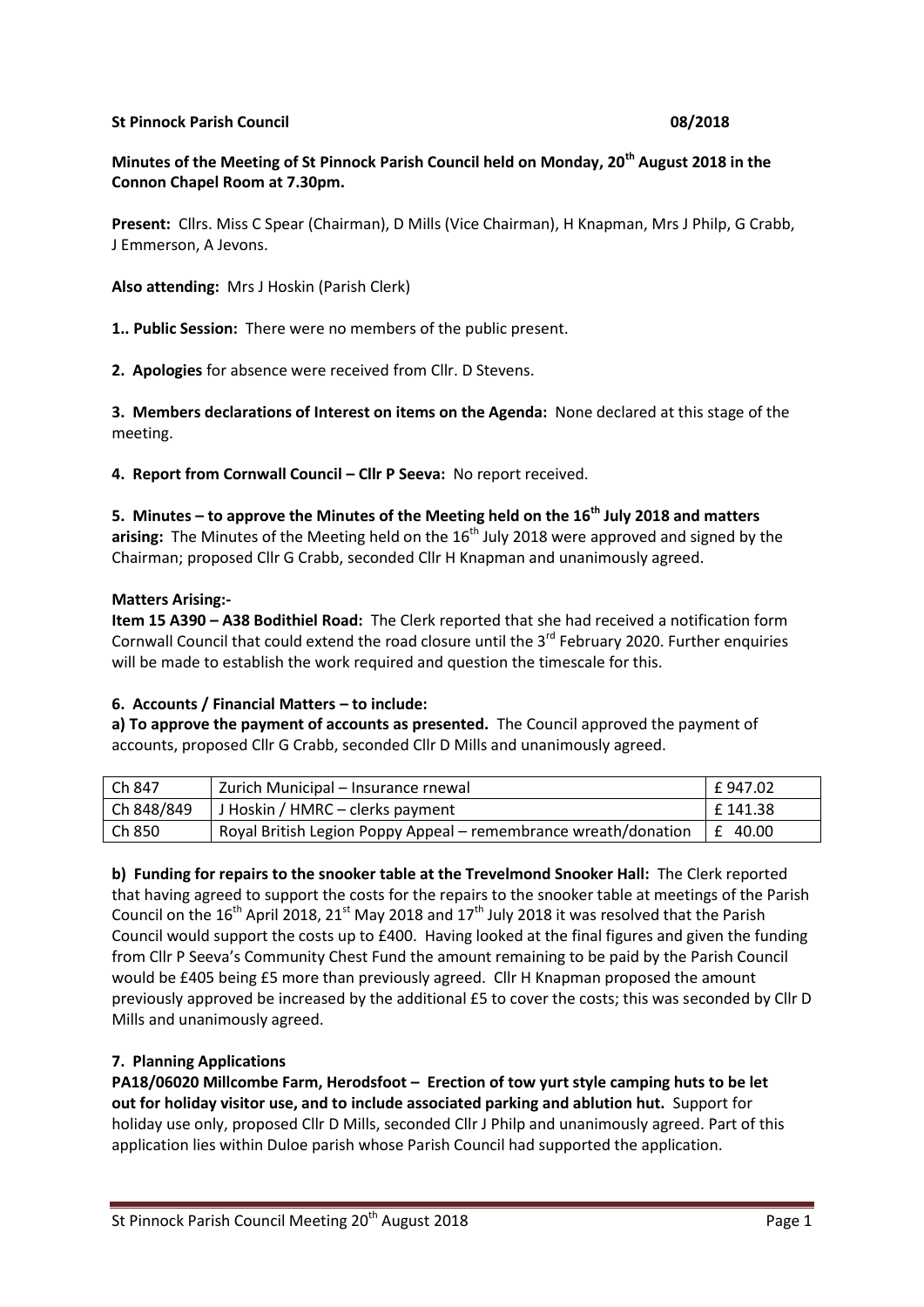**St Pinnock Parish Council 08/2018**

**Minutes of the Meeting of St Pinnock Parish Council held on Monday, 20th August 2018 in the Connon Chapel Room at 7.30pm.**

**Present:** Cllrs. Miss C Spear (Chairman), D Mills (Vice Chairman), H Knapman, Mrs J Philp, G Crabb, J Emmerson, A Jevons.

**Also attending:** Mrs J Hoskin (Parish Clerk)

**1.. Public Session:** There were no members of the public present.

**2. Apologies** for absence were received from Cllr. D Stevens.

**3. Members declarations of Interest on items on the Agenda:** None declared at this stage of the meeting.

**4. Report from Cornwall Council – Cllr P Seeva:** No report received.

**5. Minutes – to approve the Minutes of the Meeting held on the 16th July 2018 and matters arising:** The Minutes of the Meeting held on the 16th July 2018 were approved and signed by the Chairman; proposed Cllr G Crabb, seconded Cllr H Knapman and unanimously agreed.

**Matters Arising:-**

**Item 15 A390 – A38 Bodithiel Road:** The Clerk reported that she had received a notification form Cornwall Council that could extend the road closure until the 3rd February 2020. Further enquiries will be made to establish the work required and question the timescale for this.

**6. Accounts / Financial Matters – to include:**

**a) To approve the payment of accounts as presented.** The Council approved the payment of accounts, proposed Cllr G Crabb, seconded Cllr D Mills and unanimously agreed.

| | | |
|---|---|---|
| Ch 847 | Zurich Municipal – Insurance rnewal | £ 947.02 |
| Ch 848/849 | J Hoskin / HMRC – clerks payment | £ 141.38 |
| Ch 850 | Royal British Legion Poppy Appeal – remembrance wreath/donation | £ 40.00 |

**b) Funding for repairs to the snooker table at the Trevelmond Snooker Hall:** The Clerk reported that having agreed to support the costs for the repairs to the snooker table at meetings of the Parish Council on the 16th April 2018, 21st May 2018 and 17th July 2018 it was resolved that the Parish Council would support the costs up to £400. Having looked at the final figures and given the funding from Cllr P Seeva's Community Chest Fund the amount remaining to be paid by the Parish Council would be £405 being £5 more than previously agreed. Cllr H Knapman proposed the amount previously approved be increased by the additional £5 to cover the costs; this was seconded by Cllr D Mills and unanimously agreed.

**7. Planning Applications**

**PA18/06020 Millcombe Farm, Herodsfoot – Erection of tow yurt style camping huts to be let out for holiday visitor use, and to include associated parking and ablution hut.** Support for holiday use only, proposed Cllr D Mills, seconded Cllr J Philp and unanimously agreed. Part of this application lies within Duloe parish whose Parish Council had supported the application.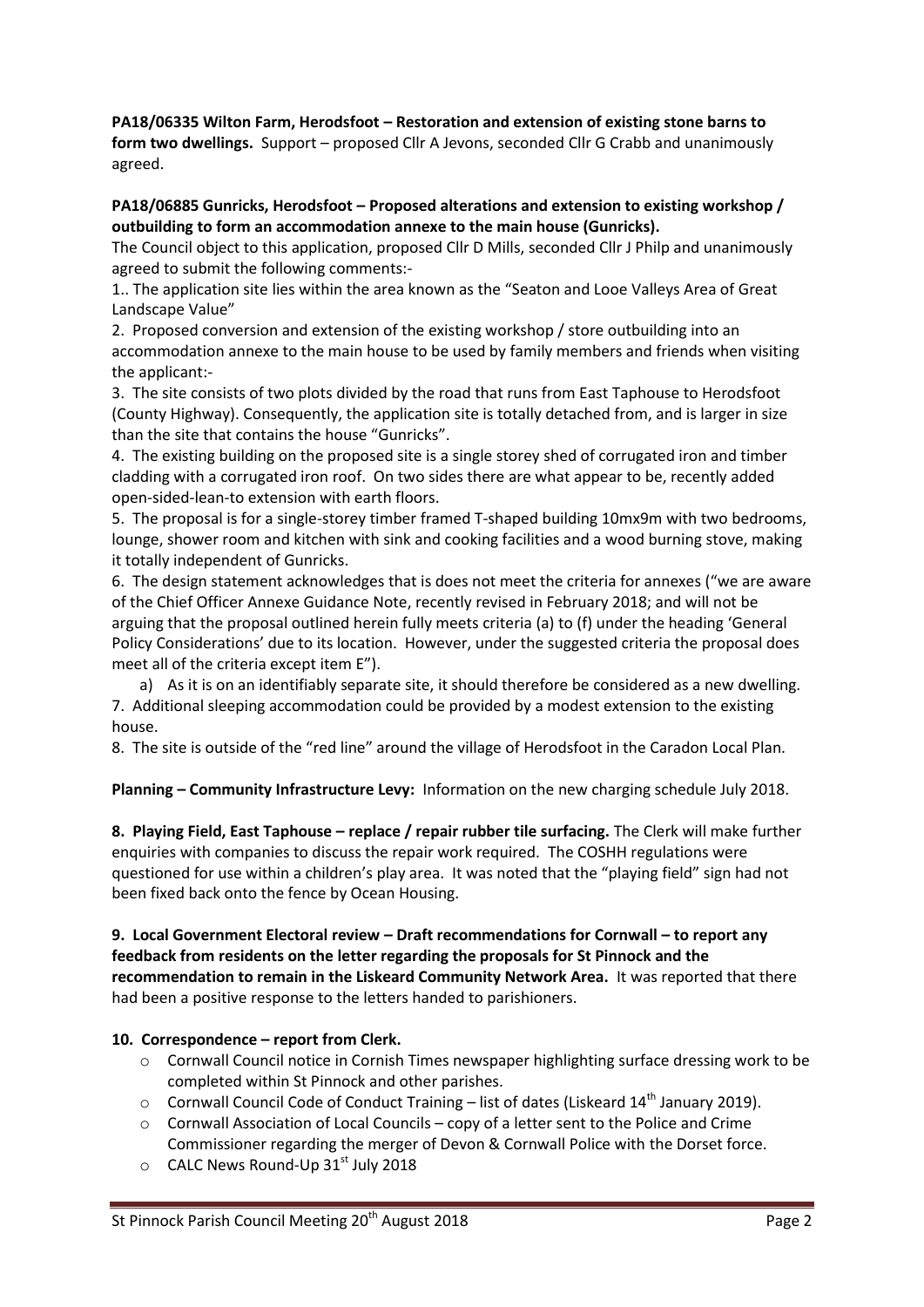**PA18/06335 Wilton Farm, Herodsfoot – Restoration and extension of existing stone barns to form two dwellings.** Support – proposed Cllr A Jevons, seconded Cllr G Crabb and unanimously agreed.

**PA18/06885 Gunricks, Herodsfoot – Proposed alterations and extension to existing workshop / outbuilding to form an accommodation annexe to the main house (Gunricks).**

The Council object to this application, proposed Cllr D Mills, seconded Cllr J Philp and unanimously agreed to submit the following comments:-

1.. The application site lies within the area known as the "Seaton and Looe Valleys Area of Great Landscape Value"

2. Proposed conversion and extension of the existing workshop / store outbuilding into an accommodation annexe to the main house to be used by family members and friends when visiting the applicant:-

3. The site consists of two plots divided by the road that runs from East Taphouse to Herodsfoot (County Highway). Consequently, the application site is totally detached from, and is larger in size than the site that contains the house "Gunricks".

4. The existing building on the proposed site is a single storey shed of corrugated iron and timber cladding with a corrugated iron roof. On two sides there are what appear to be, recently added open-sided-lean-to extension with earth floors.

5. The proposal is for a single-storey timber framed T-shaped building 10mx9m with two bedrooms, lounge, shower room and kitchen with sink and cooking facilities and a wood burning stove, making it totally independent of Gunricks.

6. The design statement acknowledges that is does not meet the criteria for annexes ("we are aware of the Chief Officer Annexe Guidance Note, recently revised in February 2018; and will not be arguing that the proposal outlined herein fully meets criteria (a) to (f) under the heading 'General Policy Considerations' due to its location. However, under the suggested criteria the proposal does meet all of the criteria except item E").

   a) As it is on an identifiably separate site, it should therefore be considered as a new dwelling.

7. Additional sleeping accommodation could be provided by a modest extension to the existing house.

8. The site is outside of the "red line" around the village of Herodsfoot in the Caradon Local Plan.

**Planning – Community Infrastructure Levy:** Information on the new charging schedule July 2018.

**8. Playing Field, East Taphouse – replace / repair rubber tile surfacing.** The Clerk will make further enquiries with companies to discuss the repair work required. The COSHH regulations were questioned for use within a children's play area. It was noted that the "playing field" sign had not been fixed back onto the fence by Ocean Housing.

**9. Local Government Electoral review – Draft recommendations for Cornwall – to report any feedback from residents on the letter regarding the proposals for St Pinnock and the recommendation to remain in the Liskeard Community Network Area.** It was reported that there had been a positive response to the letters handed to parishioners.

**10. Correspondence – report from Clerk.**

- Cornwall Council notice in Cornish Times newspaper highlighting surface dressing work to be completed within St Pinnock and other parishes.
- Cornwall Council Code of Conduct Training – list of dates (Liskeard 14th January 2019).
- Cornwall Association of Local Councils – copy of a letter sent to the Police and Crime Commissioner regarding the merger of Devon & Cornwall Police with the Dorset force.
- CALC News Round-Up 31st July 2018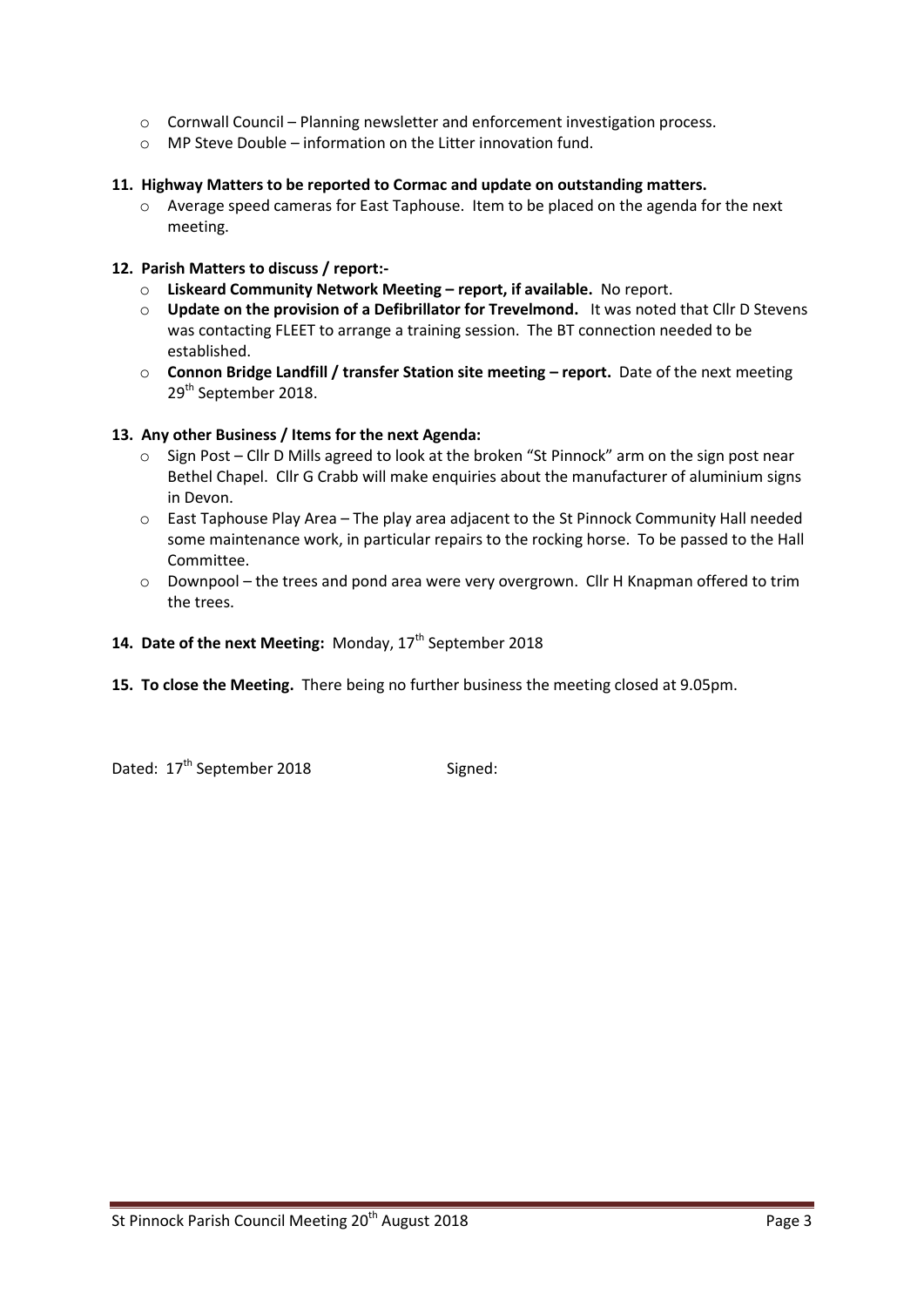- Cornwall Council – Planning newsletter and enforcement investigation process.
- MP Steve Double – information on the Litter innovation fund.

**11. Highway Matters to be reported to Cormac and update on outstanding matters.**

- Average speed cameras for East Taphouse. Item to be placed on the agenda for the next meeting.

**12. Parish Matters to discuss / report:-**

- **Liskeard Community Network Meeting – report, if available.** No report.
- **Update on the provision of a Defibrillator for Trevelmond.** It was noted that Cllr D Stevens was contacting FLEET to arrange a training session. The BT connection needed to be established.
- **Connon Bridge Landfill / transfer Station site meeting – report.** Date of the next meeting 29th September 2018.

**13. Any other Business / Items for the next Agenda:**

- Sign Post – Cllr D Mills agreed to look at the broken "St Pinnock" arm on the sign post near Bethel Chapel. Cllr G Crabb will make enquiries about the manufacturer of aluminium signs in Devon.
- East Taphouse Play Area – The play area adjacent to the St Pinnock Community Hall needed some maintenance work, in particular repairs to the rocking horse. To be passed to the Hall Committee.
- Downpool – the trees and pond area were very overgrown. Cllr H Knapman offered to trim the trees.

**14. Date of the next Meeting:** Monday, 17th September 2018

**15. To close the Meeting.** There being no further business the meeting closed at 9.05pm.

Dated: 17th September 2018 Signed: